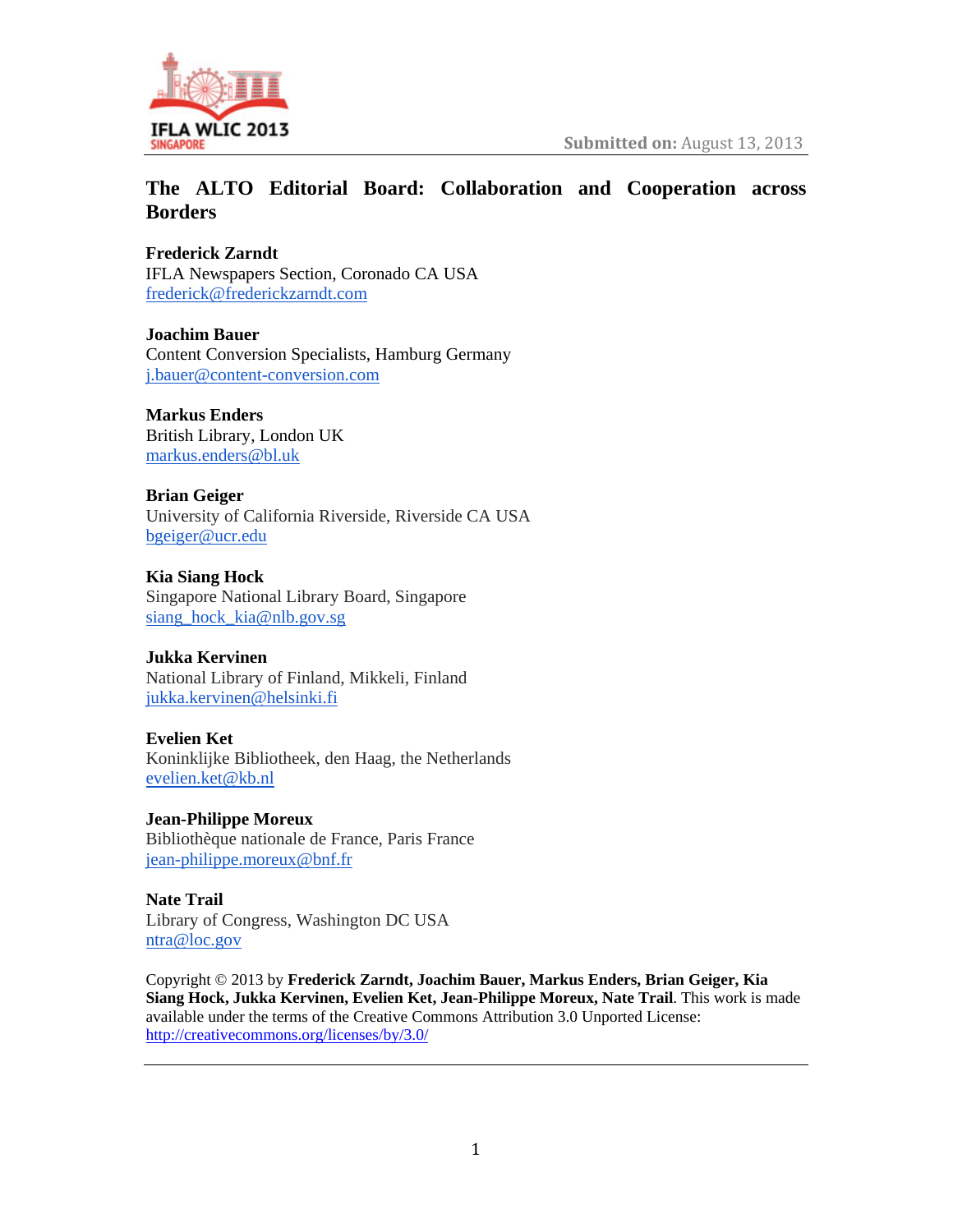Submitted on: August 13, 2013

# The ALTO Editorial Board: Collaboration and Cooperation across Borders

**Frederick Zarndt**
IFLA Newspapers Section, Coronado CA USA
frederick@frederickzarndt.com

**Joachim Bauer**
Content Conversion Specialists, Hamburg Germany
j.bauer@content-conversion.com

**Markus Enders**
British Library, London UK
markus.enders@bl.uk

**Brian Geiger**
University of California Riverside, Riverside CA USA
bgeiger@ucr.edu

**Kia Siang Hock**
Singapore National Library Board, Singapore
siang_hock_kia@nlb.gov.sg

**Jukka Kervinen**
National Library of Finland, Mikkeli, Finland
jukka.kervinen@helsinki.fi

**Evelien Ket**
Koninklijke Bibliotheek, den Haag, the Netherlands
evelien.ket@kb.nl

**Jean-Philippe Moreux**
Bibliothèque nationale de France, Paris France
jean-philippe.moreux@bnf.fr

**Nate Trail**
Library of Congress, Washington DC USA
ntra@loc.gov

Copyright © 2013 by **Frederick Zarndt, Joachim Bauer, Markus Enders, Brian Geiger, Kia Siang Hock, Jukka Kervinen, Evelien Ket, Jean-Philippe Moreux, Nate Trail**. This work is made available under the terms of the Creative Commons Attribution 3.0 Unported License: http://creativecommons.org/licenses/by/3.0/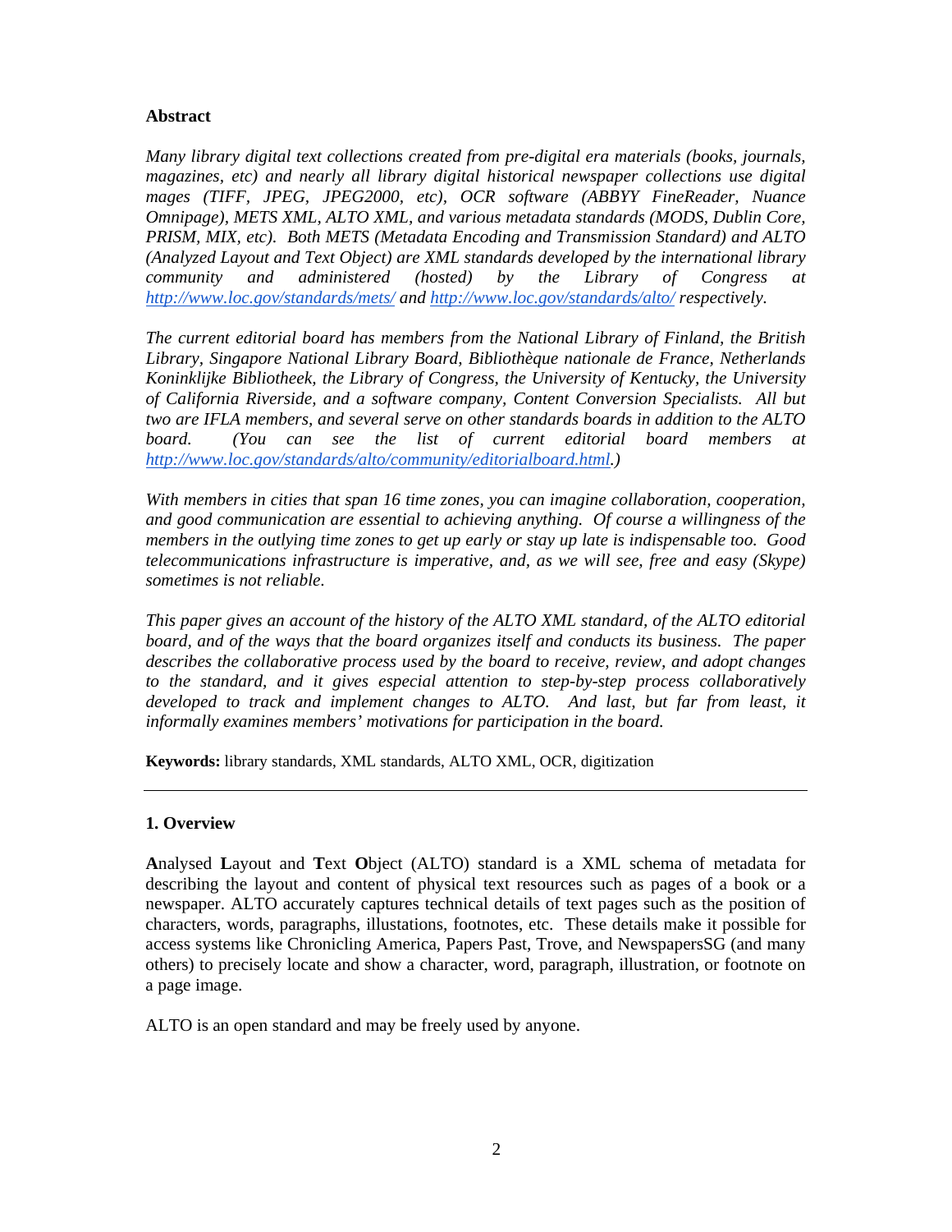**Abstract**

*Many library digital text collections created from pre-digital era materials (books, journals, magazines, etc) and nearly all library digital historical newspaper collections use digital mages (TIFF, JPEG, JPEG2000, etc), OCR software (ABBYY FineReader, Nuance Omnipage), METS XML, ALTO XML, and various metadata standards (MODS, Dublin Core, PRISM, MIX, etc). Both METS (Metadata Encoding and Transmission Standard) and ALTO (Analyzed Layout and Text Object) are XML standards developed by the international library community and administered (hosted) by the Library of Congress at [http://www.loc.gov/standards/mets/](http://www.loc.gov/standards/mets/) and [http://www.loc.gov/standards/alto/](http://www.loc.gov/standards/alto/) respectively.*

*The current editorial board has members from the National Library of Finland, the British Library, Singapore National Library Board, Bibliothèque nationale de France, Netherlands Koninklijke Bibliotheek, the Library of Congress, the University of Kentucky, the University of California Riverside, and a software company, Content Conversion Specialists. All but two are IFLA members, and several serve on other standards boards in addition to the ALTO board. (You can see the list of current editorial board members at [http://www.loc.gov/standards/alto/community/editorialboard.html](http://www.loc.gov/standards/alto/community/editorialboard.html).)*

*With members in cities that span 16 time zones, you can imagine collaboration, cooperation, and good communication are essential to achieving anything. Of course a willingness of the members in the outlying time zones to get up early or stay up late is indispensable too. Good telecommunications infrastructure is imperative, and, as we will see, free and easy (Skype) sometimes is not reliable.*

*This paper gives an account of the history of the ALTO XML standard, of the ALTO editorial board, and of the ways that the board organizes itself and conducts its business. The paper describes the collaborative process used by the board to receive, review, and adopt changes to the standard, and it gives especial attention to step-by-step process collaboratively developed to track and implement changes to ALTO. And last, but far from least, it informally examines members' motivations for participation in the board.*

**Keywords:** library standards, XML standards, ALTO XML, OCR, digitization

---

## 1. Overview

**A**nalysed **L**ayout and **T**ext **O**bject (ALTO) standard is a XML schema of metadata for describing the layout and content of physical text resources such as pages of a book or a newspaper. ALTO accurately captures technical details of text pages such as the position of characters, words, paragraphs, illustations, footnotes, etc. These details make it possible for access systems like Chronicling America, Papers Past, Trove, and NewspapersSG (and many others) to precisely locate and show a character, word, paragraph, illustration, or footnote on a page image.

ALTO is an open standard and may be freely used by anyone.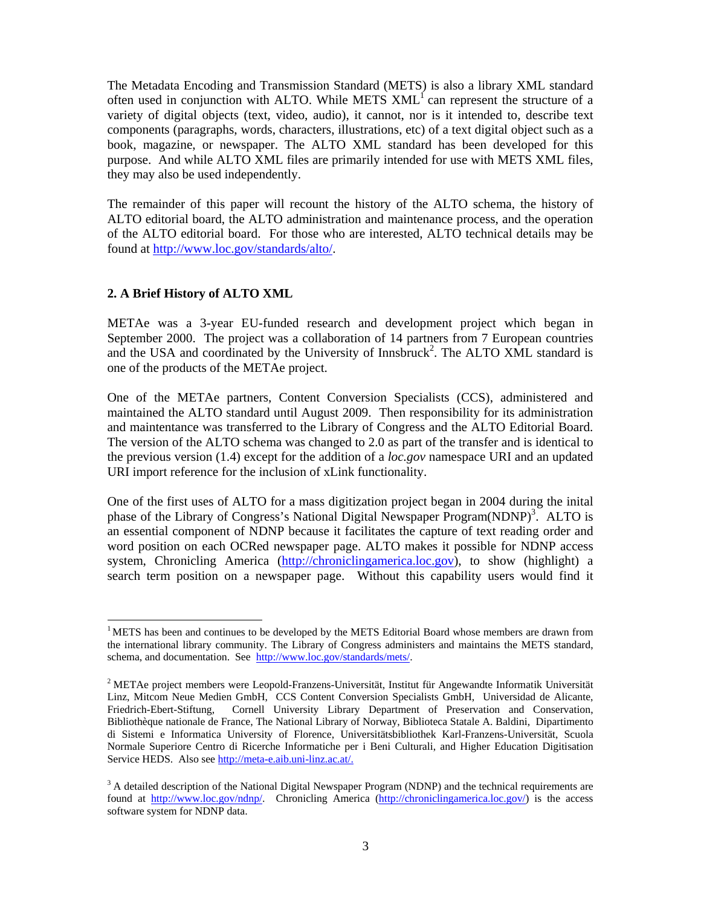The Metadata Encoding and Transmission Standard (METS) is also a library XML standard often used in conjunction with ALTO. While METS XML[1] can represent the structure of a variety of digital objects (text, video, audio), it cannot, nor is it intended to, describe text components (paragraphs, words, characters, illustrations, etc) of a text digital object such as a book, magazine, or newspaper. The ALTO XML standard has been developed for this purpose. And while ALTO XML files are primarily intended for use with METS XML files, they may also be used independently.

The remainder of this paper will recount the history of the ALTO schema, the history of ALTO editorial board, the ALTO administration and maintenance process, and the operation of the ALTO editorial board. For those who are interested, ALTO technical details may be found at http://www.loc.gov/standards/alto/.

## 2. A Brief History of ALTO XML

METAe was a 3-year EU-funded research and development project which began in September 2000. The project was a collaboration of 14 partners from 7 European countries and the USA and coordinated by the University of Innsbruck[2]. The ALTO XML standard is one of the products of the METAe project.

One of the METAe partners, Content Conversion Specialists (CCS), administered and maintained the ALTO standard until August 2009. Then responsibility for its administration and maintentance was transferred to the Library of Congress and the ALTO Editorial Board. The version of the ALTO schema was changed to 2.0 as part of the transfer and is identical to the previous version (1.4) except for the addition of a *loc.gov* namespace URI and an updated URI import reference for the inclusion of xLink functionality.

One of the first uses of ALTO for a mass digitization project began in 2004 during the inital phase of the Library of Congress's National Digital Newspaper Program(NDNP)[3]. ALTO is an essential component of NDNP because it facilitates the capture of text reading order and word position on each OCRed newspaper page. ALTO makes it possible for NDNP access system, Chronicling America (http://chroniclingamerica.loc.gov), to show (highlight) a search term position on a newspaper page. Without this capability users would find it

---

[1] METS has been and continues to be developed by the METS Editorial Board whose members are drawn from the international library community. The Library of Congress administers and maintains the METS standard, schema, and documentation. See http://www.loc.gov/standards/mets/.

[2] METAe project members were Leopold-Franzens-Universität, Institut für Angewandte Informatik Universität Linz, Mitcom Neue Medien GmbH, CCS Content Conversion Specialists GmbH, Universidad de Alicante, Friedrich-Ebert-Stiftung, Cornell University Library Department of Preservation and Conservation, Bibliothèque nationale de France, The National Library of Norway, Biblioteca Statale A. Baldini, Dipartimento di Sistemi e Informatica University of Florence, Universitätsbibliothek Karl-Franzens-Universität, Scuola Normale Superiore Centro di Ricerche Informatiche per i Beni Culturali, and Higher Education Digitisation Service HEDS. Also see http://meta-e.aib.uni-linz.ac.at/.

[3] A detailed description of the National Digital Newspaper Program (NDNP) and the technical requirements are found at http://www.loc.gov/ndnp/. Chronicling America (http://chroniclingamerica.loc.gov/) is the access software system for NDNP data.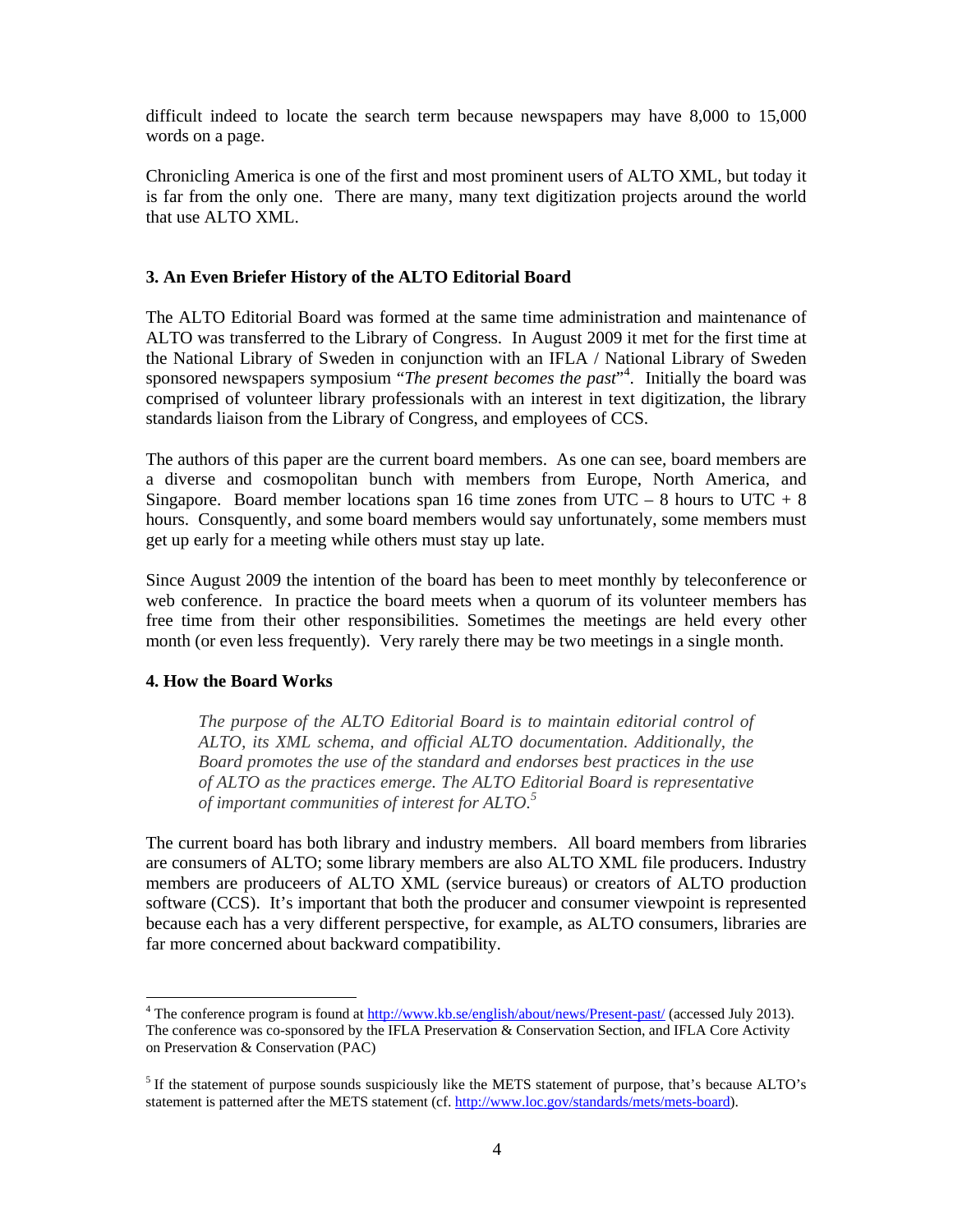difficult indeed to locate the search term because newspapers may have 8,000 to 15,000 words on a page.

Chronicling America is one of the first and most prominent users of ALTO XML, but today it is far from the only one. There are many, many text digitization projects around the world that use ALTO XML.

### 3. An Even Briefer History of the ALTO Editorial Board

The ALTO Editorial Board was formed at the same time administration and maintenance of ALTO was transferred to the Library of Congress. In August 2009 it met for the first time at the National Library of Sweden in conjunction with an IFLA / National Library of Sweden sponsored newspapers symposium "*The present becomes the past*"[4]. Initially the board was comprised of volunteer library professionals with an interest in text digitization, the library standards liaison from the Library of Congress, and employees of CCS.

The authors of this paper are the current board members. As one can see, board members are a diverse and cosmopolitan bunch with members from Europe, North America, and Singapore. Board member locations span 16 time zones from UTC – 8 hours to UTC + 8 hours. Consquently, and some board members would say unfortunately, some members must get up early for a meeting while others must stay up late.

Since August 2009 the intention of the board has been to meet monthly by teleconference or web conference. In practice the board meets when a quorum of its volunteer members has free time from their other responsibilities. Sometimes the meetings are held every other month (or even less frequently). Very rarely there may be two meetings in a single month.

### 4. How the Board Works

> *The purpose of the ALTO Editorial Board is to maintain editorial control of ALTO, its XML schema, and official ALTO documentation. Additionally, the Board promotes the use of the standard and endorses best practices in the use of ALTO as the practices emerge. The ALTO Editorial Board is representative of important communities of interest for ALTO.*[5]

The current board has both library and industry members. All board members from libraries are consumers of ALTO; some library members are also ALTO XML file producers. Industry members are produceers of ALTO XML (service bureaus) or creators of ALTO production software (CCS). It's important that both the producer and consumer viewpoint is represented because each has a very different perspective, for example, as ALTO consumers, libraries are far more concerned about backward compatibility.

---

[4] The conference program is found at http://www.kb.se/english/about/news/Present-past/ (accessed July 2013). The conference was co-sponsored by the IFLA Preservation & Conservation Section, and IFLA Core Activity on Preservation & Conservation (PAC)

[5] If the statement of purpose sounds suspiciously like the METS statement of purpose, that's because ALTO's statement is patterned after the METS statement (cf. http://www.loc.gov/standards/mets/mets-board).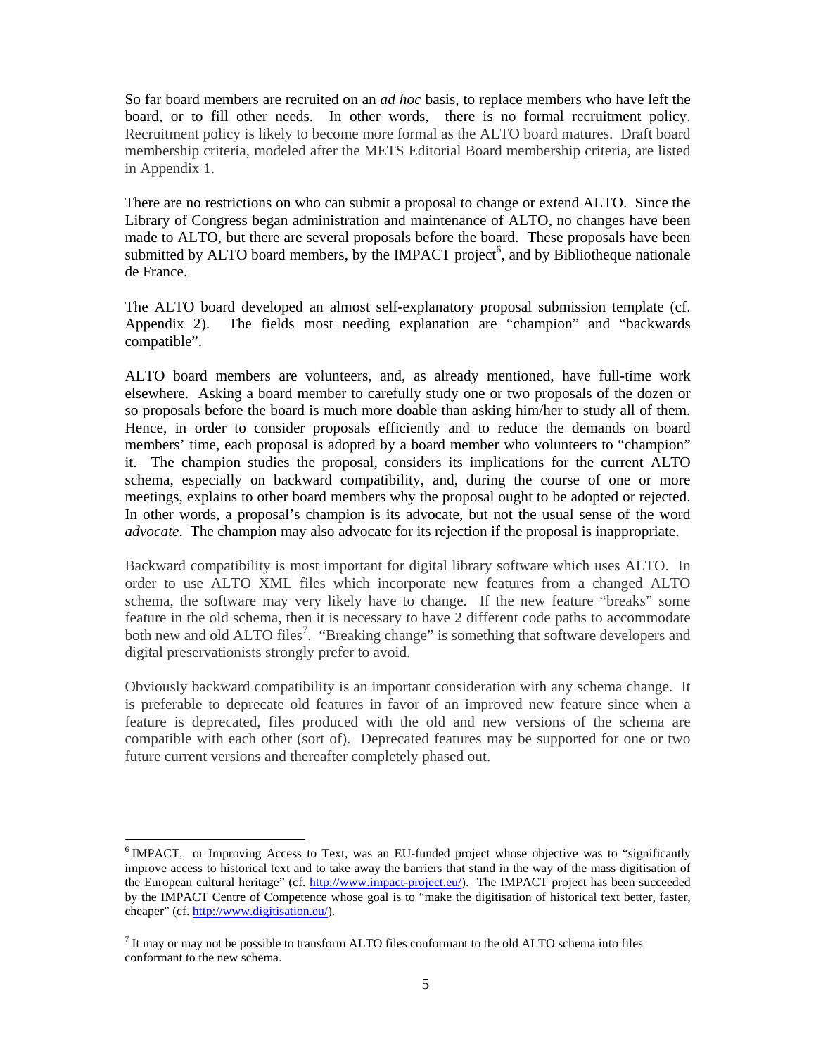So far board members are recruited on an *ad hoc* basis, to replace members who have left the board, or to fill other needs. In other words, there is no formal recruitment policy. Recruitment policy is likely to become more formal as the ALTO board matures. Draft board membership criteria, modeled after the METS Editorial Board membership criteria, are listed in Appendix 1.

There are no restrictions on who can submit a proposal to change or extend ALTO. Since the Library of Congress began administration and maintenance of ALTO, no changes have been made to ALTO, but there are several proposals before the board. These proposals have been submitted by ALTO board members, by the IMPACT project[6], and by Bibliotheque nationale de France.

The ALTO board developed an almost self-explanatory proposal submission template (cf. Appendix 2). The fields most needing explanation are "champion" and "backwards compatible".

ALTO board members are volunteers, and, as already mentioned, have full-time work elsewhere. Asking a board member to carefully study one or two proposals of the dozen or so proposals before the board is much more doable than asking him/her to study all of them. Hence, in order to consider proposals efficiently and to reduce the demands on board members' time, each proposal is adopted by a board member who volunteers to "champion" it. The champion studies the proposal, considers its implications for the current ALTO schema, especially on backward compatibility, and, during the course of one or more meetings, explains to other board members why the proposal ought to be adopted or rejected. In other words, a proposal's champion is its advocate, but not the usual sense of the word *advocate*. The champion may also advocate for its rejection if the proposal is inappropriate.

Backward compatibility is most important for digital library software which uses ALTO. In order to use ALTO XML files which incorporate new features from a changed ALTO schema, the software may very likely have to change. If the new feature "breaks" some feature in the old schema, then it is necessary to have 2 different code paths to accommodate both new and old ALTO files[7]. "Breaking change" is something that software developers and digital preservationists strongly prefer to avoid.

Obviously backward compatibility is an important consideration with any schema change. It is preferable to deprecate old features in favor of an improved new feature since when a feature is deprecated, files produced with the old and new versions of the schema are compatible with each other (sort of). Deprecated features may be supported for one or two future current versions and thereafter completely phased out.

---

[6] IMPACT, or Improving Access to Text, was an EU-funded project whose objective was to "significantly improve access to historical text and to take away the barriers that stand in the way of the mass digitisation of the European cultural heritage" (cf. http://www.impact-project.eu/). The IMPACT project has been succeeded by the IMPACT Centre of Competence whose goal is to "make the digitisation of historical text better, faster, cheaper" (cf. http://www.digitisation.eu/).

[7] It may or may not be possible to transform ALTO files conformant to the old ALTO schema into files conformant to the new schema.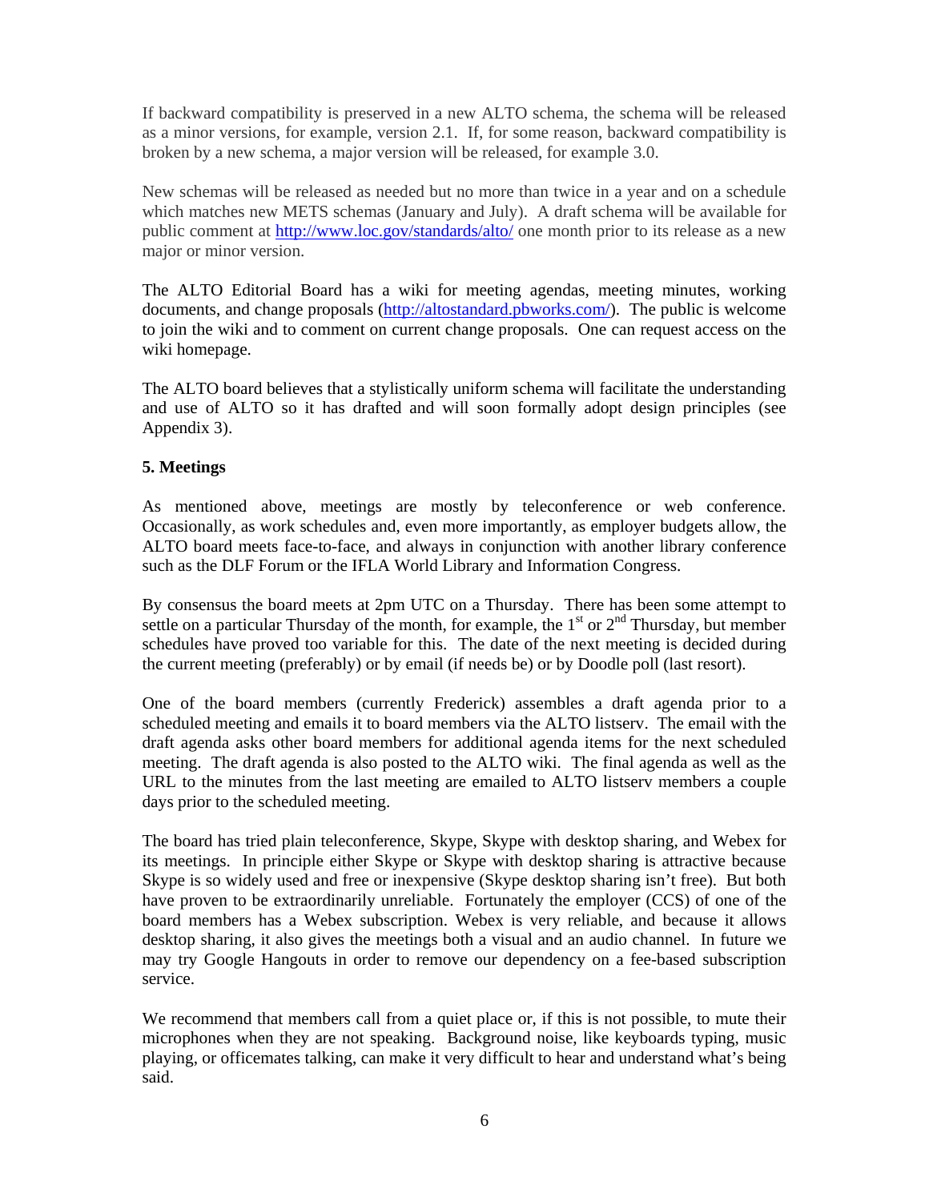If backward compatibility is preserved in a new ALTO schema, the schema will be released as a minor versions, for example, version 2.1. If, for some reason, backward compatibility is broken by a new schema, a major version will be released, for example 3.0.

New schemas will be released as needed but no more than twice in a year and on a schedule which matches new METS schemas (January and July). A draft schema will be available for public comment at http://www.loc.gov/standards/alto/ one month prior to its release as a new major or minor version.

The ALTO Editorial Board has a wiki for meeting agendas, meeting minutes, working documents, and change proposals (http://altostandard.pbworks.com/). The public is welcome to join the wiki and to comment on current change proposals. One can request access on the wiki homepage.

The ALTO board believes that a stylistically uniform schema will facilitate the understanding and use of ALTO so it has drafted and will soon formally adopt design principles (see Appendix 3).

**5. Meetings**

As mentioned above, meetings are mostly by teleconference or web conference. Occasionally, as work schedules and, even more importantly, as employer budgets allow, the ALTO board meets face-to-face, and always in conjunction with another library conference such as the DLF Forum or the IFLA World Library and Information Congress.

By consensus the board meets at 2pm UTC on a Thursday. There has been some attempt to settle on a particular Thursday of the month, for example, the 1st or 2nd Thursday, but member schedules have proved too variable for this. The date of the next meeting is decided during the current meeting (preferably) or by email (if needs be) or by Doodle poll (last resort).

One of the board members (currently Frederick) assembles a draft agenda prior to a scheduled meeting and emails it to board members via the ALTO listserv. The email with the draft agenda asks other board members for additional agenda items for the next scheduled meeting. The draft agenda is also posted to the ALTO wiki. The final agenda as well as the URL to the minutes from the last meeting are emailed to ALTO listserv members a couple days prior to the scheduled meeting.

The board has tried plain teleconference, Skype, Skype with desktop sharing, and Webex for its meetings. In principle either Skype or Skype with desktop sharing is attractive because Skype is so widely used and free or inexpensive (Skype desktop sharing isn't free). But both have proven to be extraordinarily unreliable. Fortunately the employer (CCS) of one of the board members has a Webex subscription. Webex is very reliable, and because it allows desktop sharing, it also gives the meetings both a visual and an audio channel. In future we may try Google Hangouts in order to remove our dependency on a fee-based subscription service.

We recommend that members call from a quiet place or, if this is not possible, to mute their microphones when they are not speaking. Background noise, like keyboards typing, music playing, or officemates talking, can make it very difficult to hear and understand what's being said.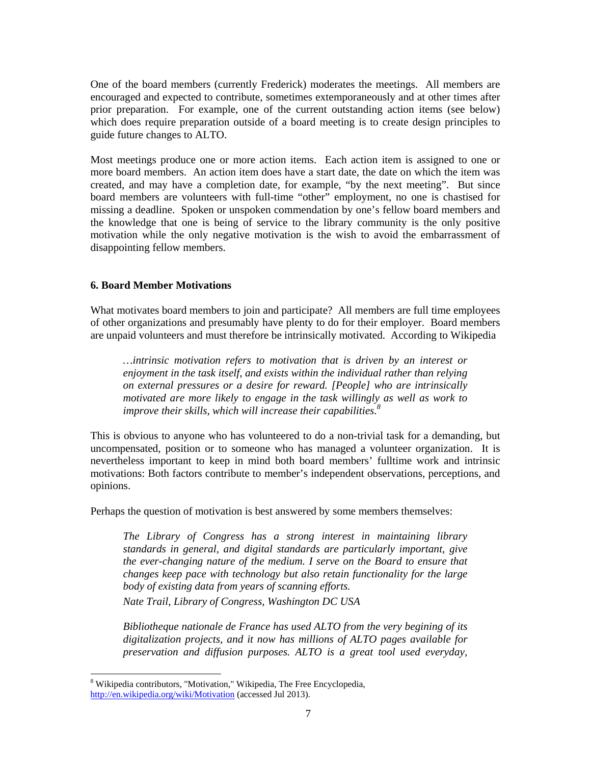One of the board members (currently Frederick) moderates the meetings. All members are encouraged and expected to contribute, sometimes extemporaneously and at other times after prior preparation. For example, one of the current outstanding action items (see below) which does require preparation outside of a board meeting is to create design principles to guide future changes to ALTO.

Most meetings produce one or more action items. Each action item is assigned to one or more board members. An action item does have a start date, the date on which the item was created, and may have a completion date, for example, "by the next meeting". But since board members are volunteers with full-time "other" employment, no one is chastised for missing a deadline. Spoken or unspoken commendation by one's fellow board members and the knowledge that one is being of service to the library community is the only positive motivation while the only negative motivation is the wish to avoid the embarrassment of disappointing fellow members.

### 6. Board Member Motivations

What motivates board members to join and participate? All members are full time employees of other organizations and presumably have plenty to do for their employer. Board members are unpaid volunteers and must therefore be intrinsically motivated. According to Wikipedia

> *…intrinsic motivation refers to motivation that is driven by an interest or enjoyment in the task itself, and exists within the individual rather than relying on external pressures or a desire for reward. [People] who are intrinsically motivated are more likely to engage in the task willingly as well as work to improve their skills, which will increase their capabilities.*[8]

This is obvious to anyone who has volunteered to do a non-trivial task for a demanding, but uncompensated, position or to someone who has managed a volunteer organization. It is nevertheless important to keep in mind both board members' fulltime work and intrinsic motivations: Both factors contribute to member's independent observations, perceptions, and opinions.

Perhaps the question of motivation is best answered by some members themselves:

> *The Library of Congress has a strong interest in maintaining library standards in general, and digital standards are particularly important, give the ever-changing nature of the medium. I serve on the Board to ensure that changes keep pace with technology but also retain functionality for the large body of existing data from years of scanning efforts.*
>
> *Nate Trail, Library of Congress, Washington DC USA*

> *Bibliotheque nationale de France has used ALTO from the very begining of its digitalization projects, and it now has millions of ALTO pages available for preservation and diffusion purposes. ALTO is a great tool used everyday,*

---

[8] Wikipedia contributors, "Motivation," Wikipedia, The Free Encyclopedia, http://en.wikipedia.org/wiki/Motivation (accessed Jul 2013).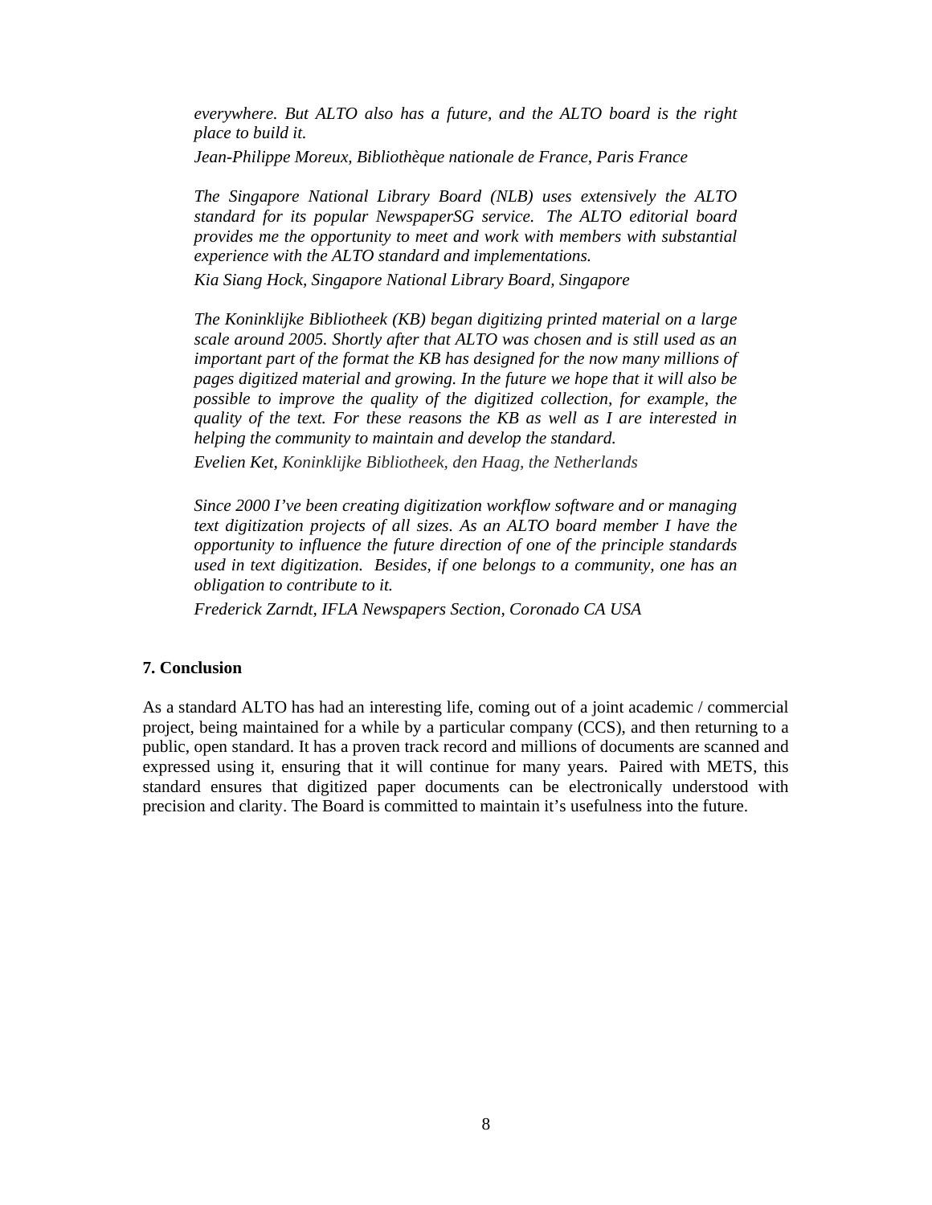*everywhere. But ALTO also has a future, and the ALTO board is the right place to build it.*

*Jean-Philippe Moreux, Bibliothèque nationale de France, Paris France*

*The Singapore National Library Board (NLB) uses extensively the ALTO standard for its popular NewspaperSG service. The ALTO editorial board provides me the opportunity to meet and work with members with substantial experience with the ALTO standard and implementations.*

*Kia Siang Hock, Singapore National Library Board, Singapore*

*The Koninklijke Bibliotheek (KB) began digitizing printed material on a large scale around 2005. Shortly after that ALTO was chosen and is still used as an important part of the format the KB has designed for the now many millions of pages digitized material and growing. In the future we hope that it will also be possible to improve the quality of the digitized collection, for example, the quality of the text. For these reasons the KB as well as I are interested in helping the community to maintain and develop the standard.*

*Evelien Ket, Koninklijke Bibliotheek, den Haag, the Netherlands*

*Since 2000 I've been creating digitization workflow software and or managing text digitization projects of all sizes. As an ALTO board member I have the opportunity to influence the future direction of one of the principle standards used in text digitization. Besides, if one belongs to a community, one has an obligation to contribute to it.*

*Frederick Zarndt, IFLA Newspapers Section, Coronado CA USA*

## 7. Conclusion

As a standard ALTO has had an interesting life, coming out of a joint academic / commercial project, being maintained for a while by a particular company (CCS), and then returning to a public, open standard. It has a proven track record and millions of documents are scanned and expressed using it, ensuring that it will continue for many years. Paired with METS, this standard ensures that digitized paper documents can be electronically understood with precision and clarity. The Board is committed to maintain it's usefulness into the future.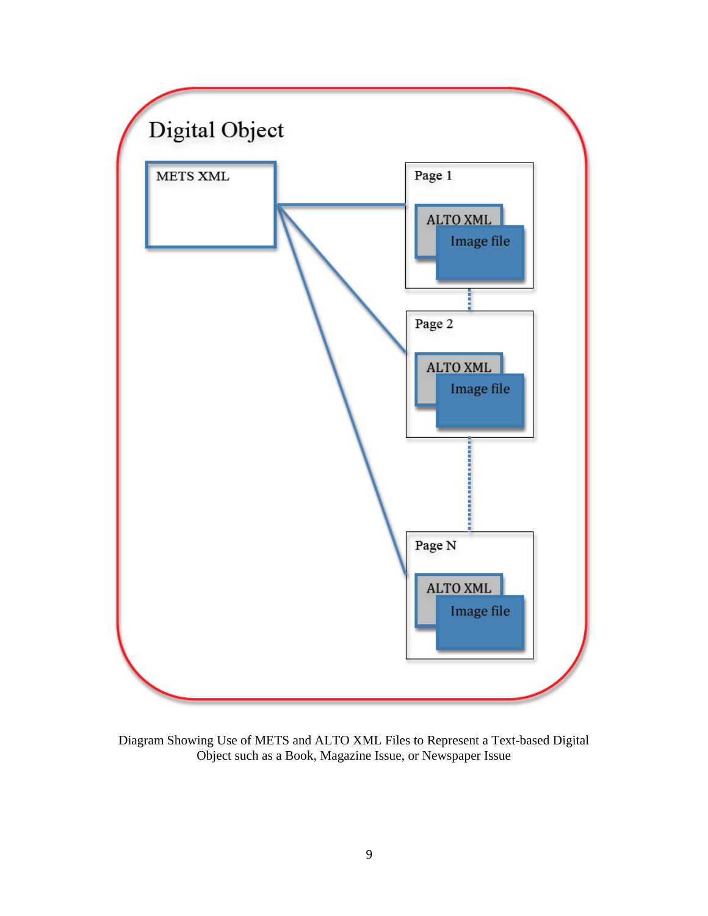Digital Object

METS XML

Page 1

ALTO XML

Image file

Page 2

ALTO XML

Image file

Page N

ALTO XML

Image file

Diagram Showing Use of METS and ALTO XML Files to Represent a Text-based Digital Object such as a Book, Magazine Issue, or Newspaper Issue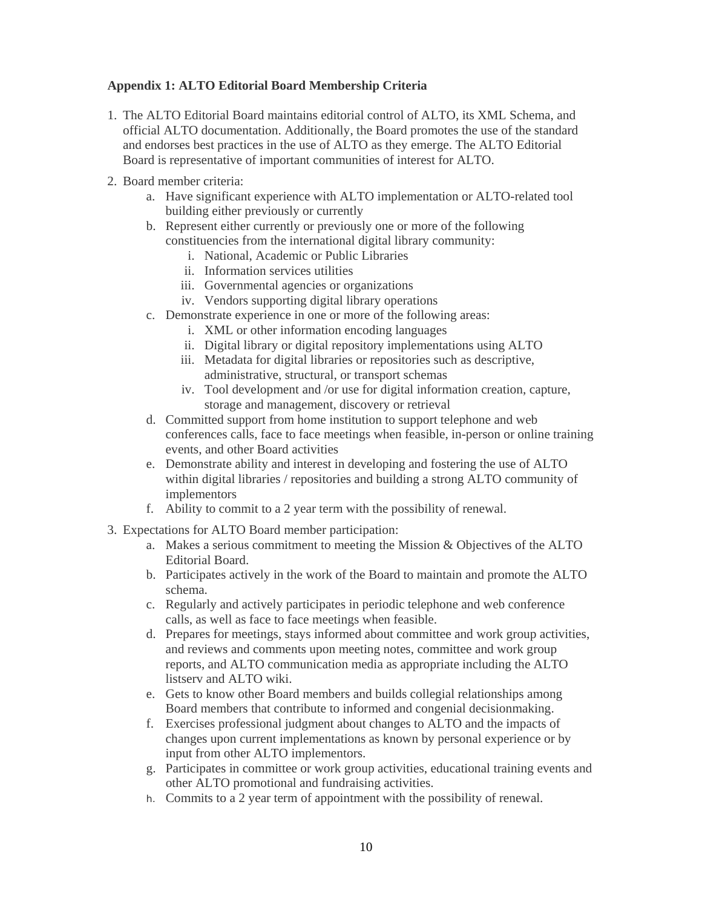**Appendix 1: ALTO Editorial Board Membership Criteria**

1. The ALTO Editorial Board maintains editorial control of ALTO, its XML Schema, and official ALTO documentation. Additionally, the Board promotes the use of the standard and endorses best practices in the use of ALTO as they emerge. The ALTO Editorial Board is representative of important communities of interest for ALTO.

2. Board member criteria:
    a. Have significant experience with ALTO implementation or ALTO-related tool building either previously or currently
    b. Represent either currently or previously one or more of the following constituencies from the international digital library community:
        i. National, Academic or Public Libraries
        ii. Information services utilities
        iii. Governmental agencies or organizations
        iv. Vendors supporting digital library operations
    c. Demonstrate experience in one or more of the following areas:
        i. XML or other information encoding languages
        ii. Digital library or digital repository implementations using ALTO
        iii. Metadata for digital libraries or repositories such as descriptive, administrative, structural, or transport schemas
        iv. Tool development and /or use for digital information creation, capture, storage and management, discovery or retrieval
    d. Committed support from home institution to support telephone and web conferences calls, face to face meetings when feasible, in-person or online training events, and other Board activities
    e. Demonstrate ability and interest in developing and fostering the use of ALTO within digital libraries / repositories and building a strong ALTO community of implementors
    f. Ability to commit to a 2 year term with the possibility of renewal.

3. Expectations for ALTO Board member participation:
    a. Makes a serious commitment to meeting the Mission & Objectives of the ALTO Editorial Board.
    b. Participates actively in the work of the Board to maintain and promote the ALTO schema.
    c. Regularly and actively participates in periodic telephone and web conference calls, as well as face to face meetings when feasible.
    d. Prepares for meetings, stays informed about committee and work group activities, and reviews and comments upon meeting notes, committee and work group reports, and ALTO communication media as appropriate including the ALTO listserv and ALTO wiki.
    e. Gets to know other Board members and builds collegial relationships among Board members that contribute to informed and congenial decisionmaking.
    f. Exercises professional judgment about changes to ALTO and the impacts of changes upon current implementations as known by personal experience or by input from other ALTO implementors.
    g. Participates in committee or work group activities, educational training events and other ALTO promotional and fundraising activities.
    h. Commits to a 2 year term of appointment with the possibility of renewal.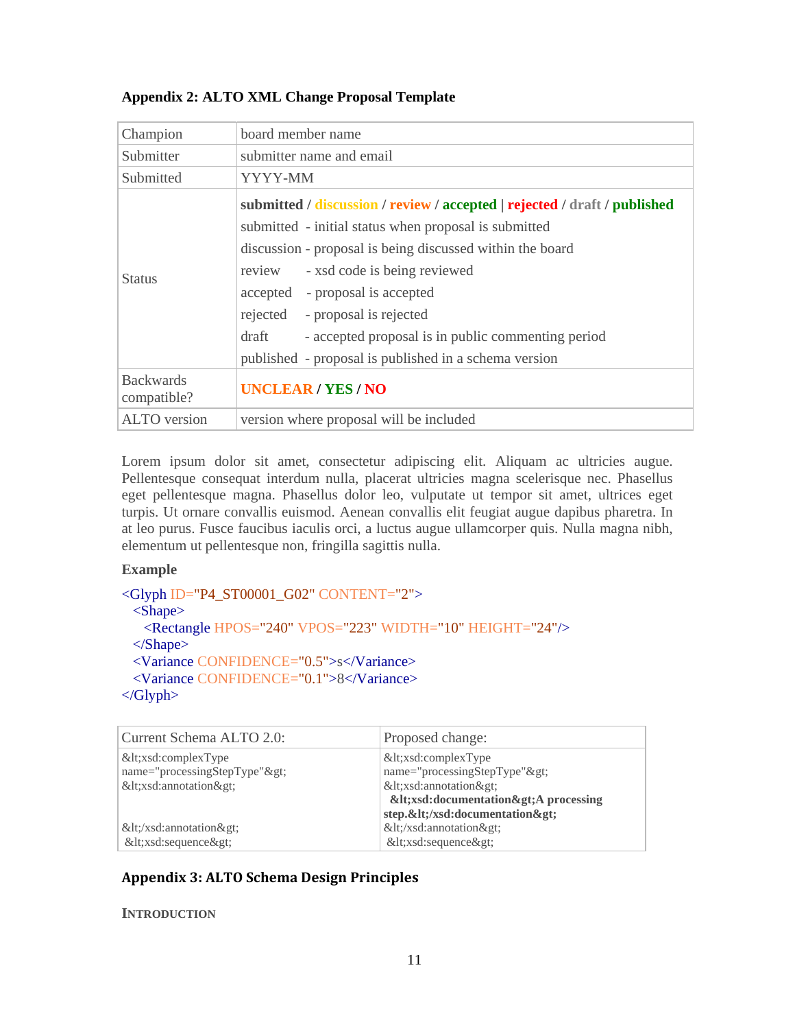### Appendix 2: ALTO XML Change Proposal Template

| | |
|---|---|
| Champion | board member name |
| Submitter | submitter name and email |
| Submitted | YYYY-MM |
| Status | **submitted / discussion / review / accepted \| rejected / draft / published**<br>submitted - initial status when proposal is submitted<br>discussion - proposal is being discussed within the board<br>review - xsd code is being reviewed<br>accepted - proposal is accepted<br>rejected - proposal is rejected<br>draft - accepted proposal is in public commenting period<br>published - proposal is published in a schema version |
| Backwards compatible? | **UNCLEAR / YES / NO** |
| ALTO version | version where proposal will be included |

Lorem ipsum dolor sit amet, consectetur adipiscing elit. Aliquam ac ultricies augue. Pellentesque consequat interdum nulla, placerat ultricies magna scelerisque nec. Phasellus eget pellentesque magna. Phasellus dolor leo, vulputate ut tempor sit amet, ultrices eget turpis. Ut ornare convallis euismod. Aenean convallis elit feugiat augue dapibus pharetra. In at leo purus. Fusce faucibus iaculis orci, a luctus augue ullamcorper quis. Nulla magna nibh, elementum ut pellentesque non, fringilla sagittis nulla.

**Example**

```
<Glyph ID="P4_ST00001_G02" CONTENT="2">
  <Shape>
    <Rectangle HPOS="240" VPOS="223" WIDTH="10" HEIGHT="24"/>
  </Shape>
  <Variance CONFIDENCE="0.5">s</Variance>
  <Variance CONFIDENCE="0.1">8</Variance>
</Glyph>
```

| Current Schema ALTO 2.0: | Proposed change: |
|---|---|
| &lt;xsd:complexType name="processingStepType"&gt;<br>&lt;xsd:annotation&gt;<br><br><br>&lt;/xsd:annotation&gt;<br>&lt;xsd:sequence&gt; | &lt;xsd:complexType name="processingStepType"&gt;<br>&lt;xsd:annotation&gt;<br>**&lt;xsd:documentation&gt;A processing step.&lt;/xsd:documentation&gt;**<br>&lt;/xsd:annotation&gt;<br>&lt;xsd:sequence&gt; |

### Appendix 3: ALTO Schema Design Principles

INTRODUCTION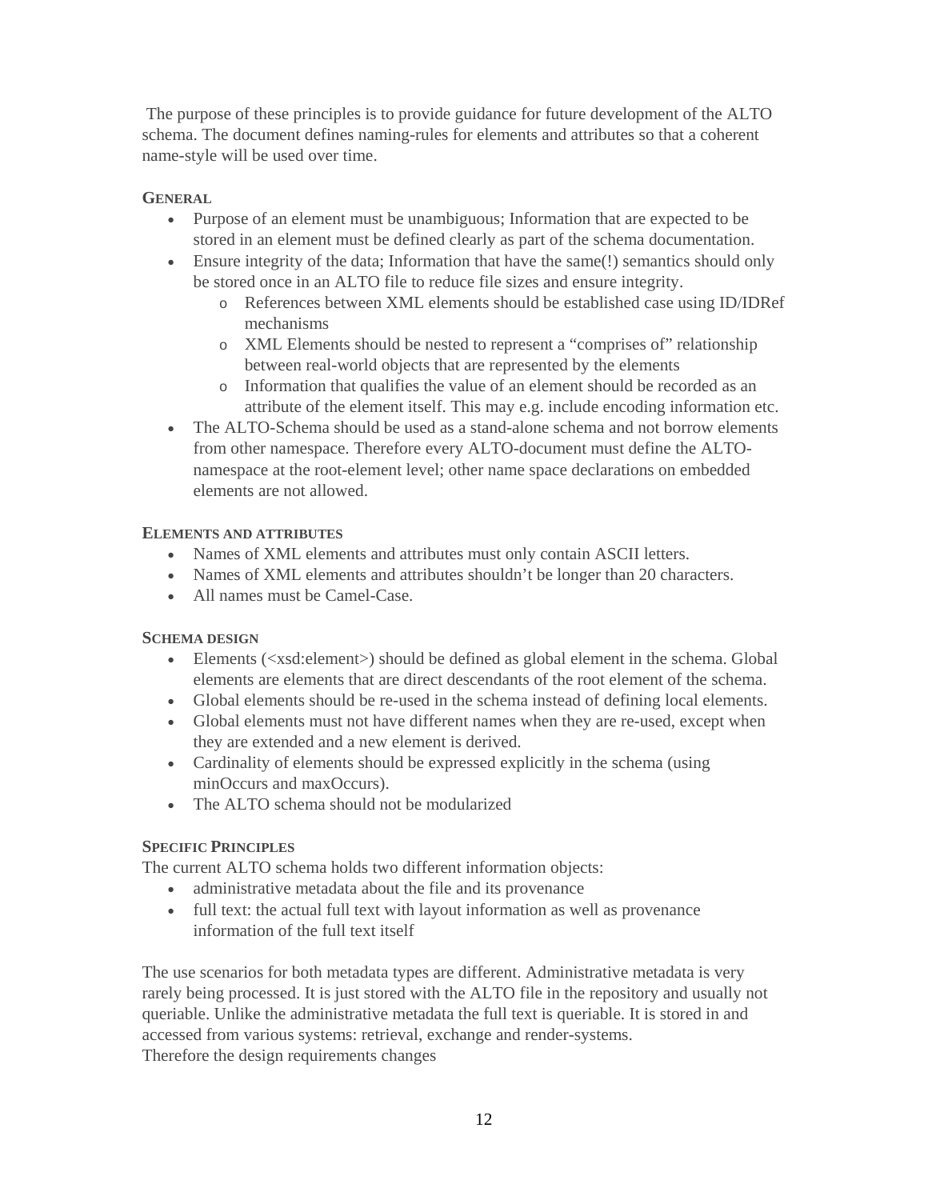The purpose of these principles is to provide guidance for future development of the ALTO schema. The document defines naming-rules for elements and attributes so that a coherent name-style will be used over time.

### General

- Purpose of an element must be unambiguous; Information that are expected to be stored in an element must be defined clearly as part of the schema documentation.
- Ensure integrity of the data; Information that have the same(!) semantics should only be stored once in an ALTO file to reduce file sizes and ensure integrity.
  - References between XML elements should be established case using ID/IDRef mechanisms
  - XML Elements should be nested to represent a “comprises of” relationship between real-world objects that are represented by the elements
  - Information that qualifies the value of an element should be recorded as an attribute of the element itself. This may e.g. include encoding information etc.
- The ALTO-Schema should be used as a stand-alone schema and not borrow elements from other namespace. Therefore every ALTO-document must define the ALTO-namespace at the root-element level; other name space declarations on embedded elements are not allowed.

### Elements and attributes

- Names of XML elements and attributes must only contain ASCII letters.
- Names of XML elements and attributes shouldn’t be longer than 20 characters.
- All names must be Camel-Case.

### Schema design

- Elements (<xsd:element>) should be defined as global element in the schema. Global elements are elements that are direct descendants of the root element of the schema.
- Global elements should be re-used in the schema instead of defining local elements.
- Global elements must not have different names when they are re-used, except when they are extended and a new element is derived.
- Cardinality of elements should be expressed explicitly in the schema (using minOccurs and maxOccurs).
- The ALTO schema should not be modularized

### Specific Principles

The current ALTO schema holds two different information objects:

- administrative metadata about the file and its provenance
- full text: the actual full text with layout information as well as provenance information of the full text itself

The use scenarios for both metadata types are different. Administrative metadata is very rarely being processed. It is just stored with the ALTO file in the repository and usually not queriable. Unlike the administrative metadata the full text is queriable. It is stored in and accessed from various systems: retrieval, exchange and render-systems.
Therefore the design requirements changes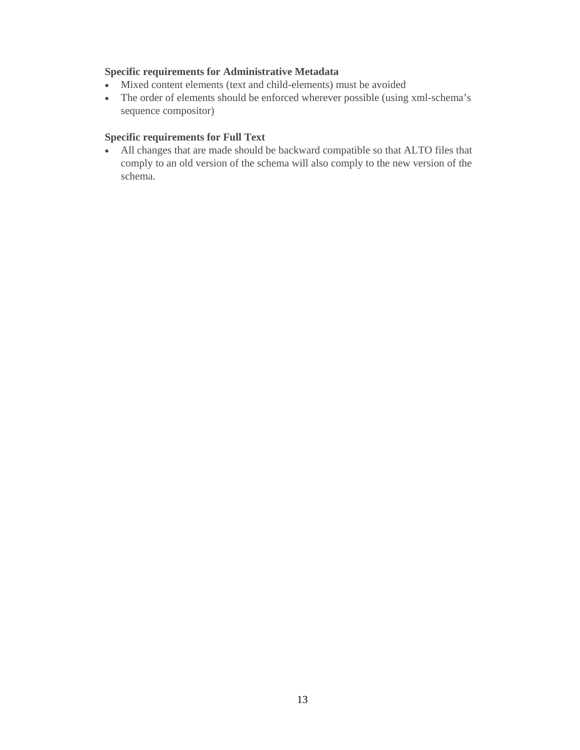**Specific requirements for Administrative Metadata**

- Mixed content elements (text and child-elements) must be avoided
- The order of elements should be enforced wherever possible (using xml-schema's sequence compositor)

**Specific requirements for Full Text**

- All changes that are made should be backward compatible so that ALTO files that comply to an old version of the schema will also comply to the new version of the schema.